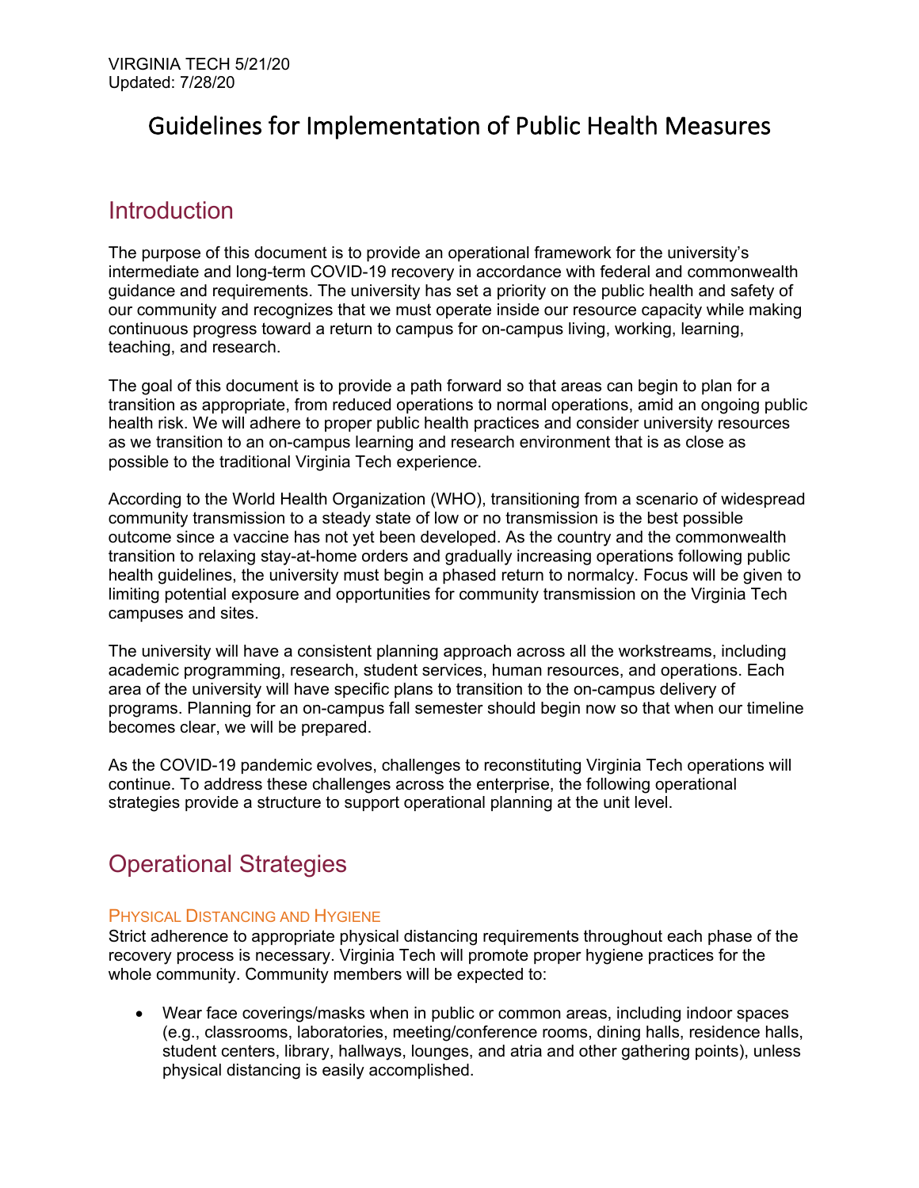VIRGINIA TECH 5/21/20
Updated: 7/28/20

# Guidelines for Implementation of Public Health Measures

## Introduction

The purpose of this document is to provide an operational framework for the university's intermediate and long-term COVID-19 recovery in accordance with federal and commonwealth guidance and requirements. The university has set a priority on the public health and safety of our community and recognizes that we must operate inside our resource capacity while making continuous progress toward a return to campus for on-campus living, working, learning, teaching, and research.

The goal of this document is to provide a path forward so that areas can begin to plan for a transition as appropriate, from reduced operations to normal operations, amid an ongoing public health risk. We will adhere to proper public health practices and consider university resources as we transition to an on-campus learning and research environment that is as close as possible to the traditional Virginia Tech experience.

According to the World Health Organization (WHO), transitioning from a scenario of widespread community transmission to a steady state of low or no transmission is the best possible outcome since a vaccine has not yet been developed. As the country and the commonwealth transition to relaxing stay-at-home orders and gradually increasing operations following public health guidelines, the university must begin a phased return to normalcy. Focus will be given to limiting potential exposure and opportunities for community transmission on the Virginia Tech campuses and sites.

The university will have a consistent planning approach across all the workstreams, including academic programming, research, student services, human resources, and operations. Each area of the university will have specific plans to transition to the on-campus delivery of programs. Planning for an on-campus fall semester should begin now so that when our timeline becomes clear, we will be prepared.

As the COVID-19 pandemic evolves, challenges to reconstituting Virginia Tech operations will continue. To address these challenges across the enterprise, the following operational strategies provide a structure to support operational planning at the unit level.

## Operational Strategies

### Physical Distancing and Hygiene

Strict adherence to appropriate physical distancing requirements throughout each phase of the recovery process is necessary. Virginia Tech will promote proper hygiene practices for the whole community. Community members will be expected to:

- Wear face coverings/masks when in public or common areas, including indoor spaces (e.g., classrooms, laboratories, meeting/conference rooms, dining halls, residence halls, student centers, library, hallways, lounges, and atria and other gathering points), unless physical distancing is easily accomplished.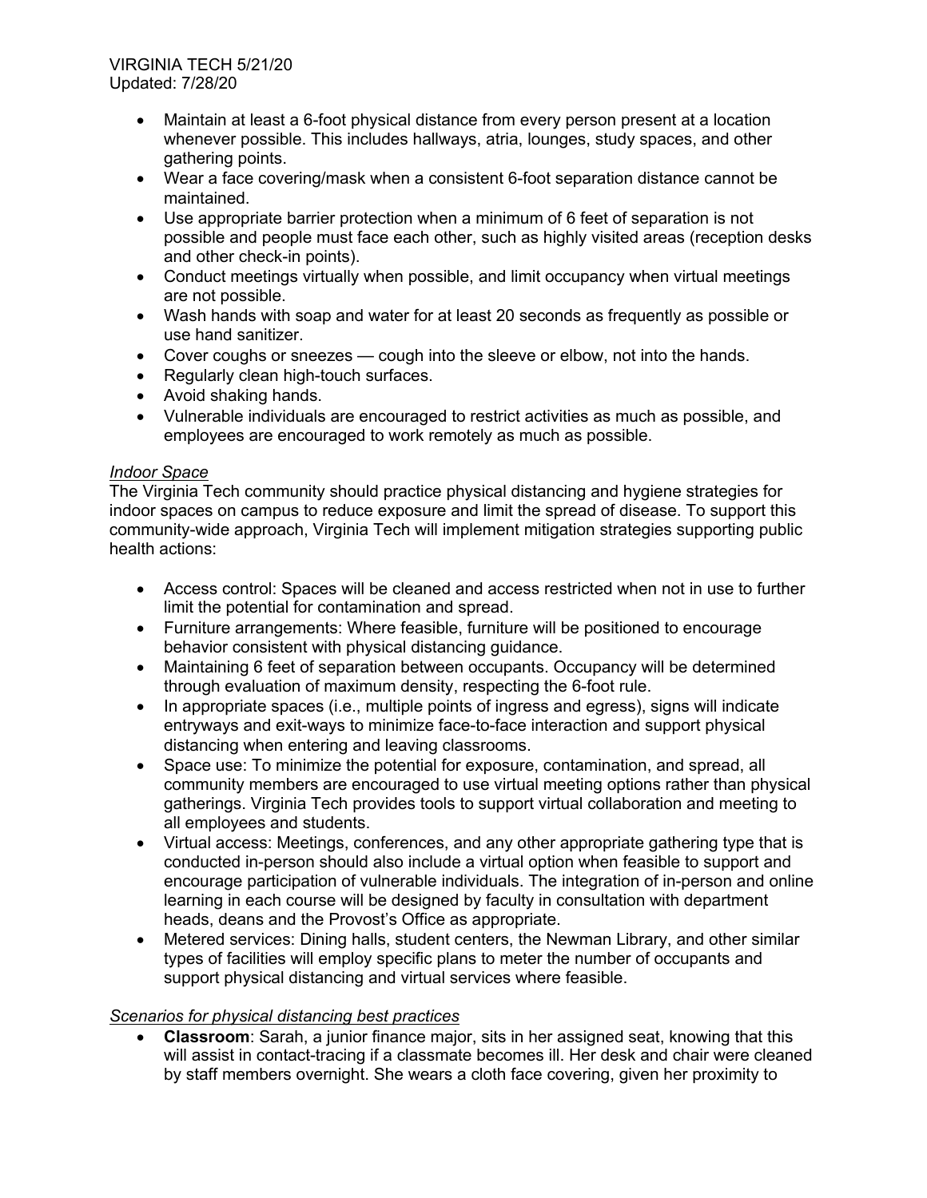- Maintain at least a 6-foot physical distance from every person present at a location whenever possible. This includes hallways, atria, lounges, study spaces, and other gathering points.
- Wear a face covering/mask when a consistent 6-foot separation distance cannot be maintained.
- Use appropriate barrier protection when a minimum of 6 feet of separation is not possible and people must face each other, such as highly visited areas (reception desks and other check-in points).
- Conduct meetings virtually when possible, and limit occupancy when virtual meetings are not possible.
- Wash hands with soap and water for at least 20 seconds as frequently as possible or use hand sanitizer.
- Cover coughs or sneezes — cough into the sleeve or elbow, not into the hands.
- Regularly clean high-touch surfaces.
- Avoid shaking hands.
- Vulnerable individuals are encouraged to restrict activities as much as possible, and employees are encouraged to work remotely as much as possible.

*Indoor Space*

The Virginia Tech community should practice physical distancing and hygiene strategies for indoor spaces on campus to reduce exposure and limit the spread of disease. To support this community-wide approach, Virginia Tech will implement mitigation strategies supporting public health actions:

- Access control: Spaces will be cleaned and access restricted when not in use to further limit the potential for contamination and spread.
- Furniture arrangements: Where feasible, furniture will be positioned to encourage behavior consistent with physical distancing guidance.
- Maintaining 6 feet of separation between occupants. Occupancy will be determined through evaluation of maximum density, respecting the 6-foot rule.
- In appropriate spaces (i.e., multiple points of ingress and egress), signs will indicate entryways and exit-ways to minimize face-to-face interaction and support physical distancing when entering and leaving classrooms.
- Space use: To minimize the potential for exposure, contamination, and spread, all community members are encouraged to use virtual meeting options rather than physical gatherings. Virginia Tech provides tools to support virtual collaboration and meeting to all employees and students.
- Virtual access: Meetings, conferences, and any other appropriate gathering type that is conducted in-person should also include a virtual option when feasible to support and encourage participation of vulnerable individuals. The integration of in-person and online learning in each course will be designed by faculty in consultation with department heads, deans and the Provost's Office as appropriate.
- Metered services: Dining halls, student centers, the Newman Library, and other similar types of facilities will employ specific plans to meter the number of occupants and support physical distancing and virtual services where feasible.

*Scenarios for physical distancing best practices*

- **Classroom**: Sarah, a junior finance major, sits in her assigned seat, knowing that this will assist in contact-tracing if a classmate becomes ill. Her desk and chair were cleaned by staff members overnight. She wears a cloth face covering, given her proximity to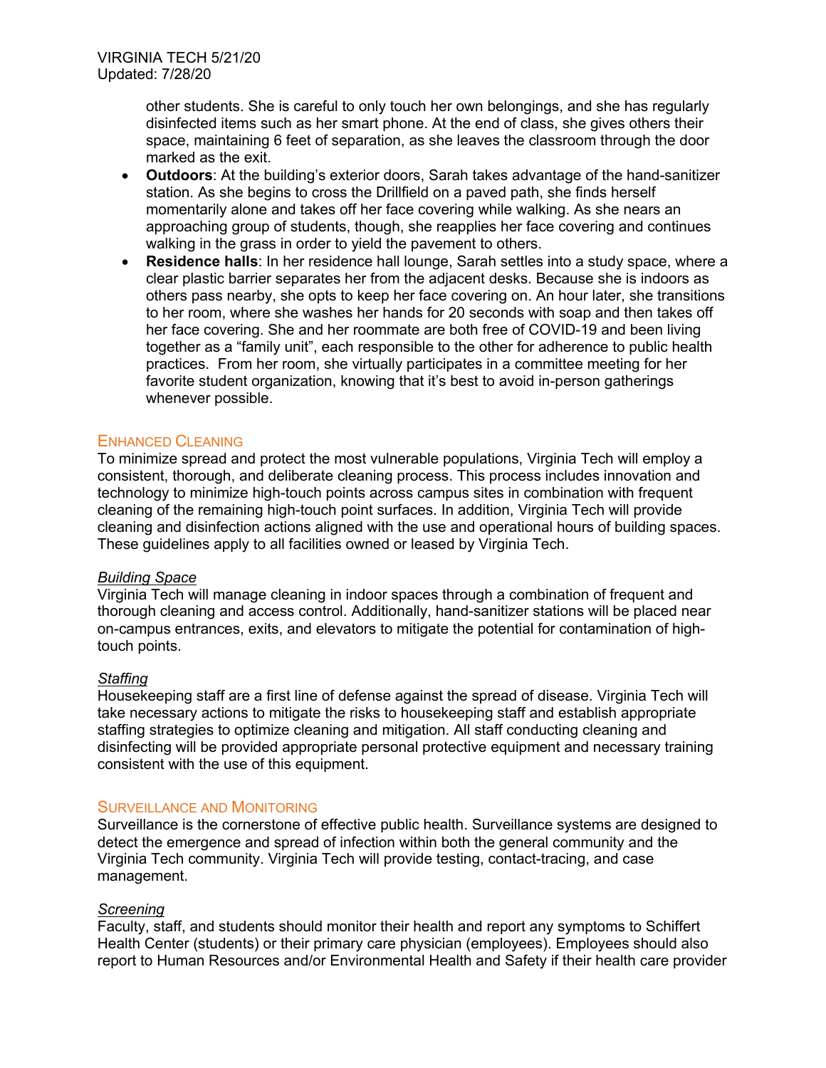other students. She is careful to only touch her own belongings, and she has regularly disinfected items such as her smart phone. At the end of class, she gives others their space, maintaining 6 feet of separation, as she leaves the classroom through the door marked as the exit.

- **Outdoors**: At the building's exterior doors, Sarah takes advantage of the hand-sanitizer station. As she begins to cross the Drillfield on a paved path, she finds herself momentarily alone and takes off her face covering while walking. As she nears an approaching group of students, though, she reapplies her face covering and continues walking in the grass in order to yield the pavement to others.
- **Residence halls**: In her residence hall lounge, Sarah settles into a study space, where a clear plastic barrier separates her from the adjacent desks. Because she is indoors as others pass nearby, she opts to keep her face covering on. An hour later, she transitions to her room, where she washes her hands for 20 seconds with soap and then takes off her face covering. She and her roommate are both free of COVID-19 and been living together as a "family unit", each responsible to the other for adherence to public health practices. From her room, she virtually participates in a committee meeting for her favorite student organization, knowing that it's best to avoid in-person gatherings whenever possible.

## Enhanced Cleaning

To minimize spread and protect the most vulnerable populations, Virginia Tech will employ a consistent, thorough, and deliberate cleaning process. This process includes innovation and technology to minimize high-touch points across campus sites in combination with frequent cleaning of the remaining high-touch point surfaces. In addition, Virginia Tech will provide cleaning and disinfection actions aligned with the use and operational hours of building spaces. These guidelines apply to all facilities owned or leased by Virginia Tech.

### *Building Space*

Virginia Tech will manage cleaning in indoor spaces through a combination of frequent and thorough cleaning and access control. Additionally, hand-sanitizer stations will be placed near on-campus entrances, exits, and elevators to mitigate the potential for contamination of high-touch points.

### *Staffing*

Housekeeping staff are a first line of defense against the spread of disease. Virginia Tech will take necessary actions to mitigate the risks to housekeeping staff and establish appropriate staffing strategies to optimize cleaning and mitigation. All staff conducting cleaning and disinfecting will be provided appropriate personal protective equipment and necessary training consistent with the use of this equipment.

## Surveillance and Monitoring

Surveillance is the cornerstone of effective public health. Surveillance systems are designed to detect the emergence and spread of infection within both the general community and the Virginia Tech community. Virginia Tech will provide testing, contact-tracing, and case management.

### *Screening*

Faculty, staff, and students should monitor their health and report any symptoms to Schiffert Health Center (students) or their primary care physician (employees). Employees should also report to Human Resources and/or Environmental Health and Safety if their health care provider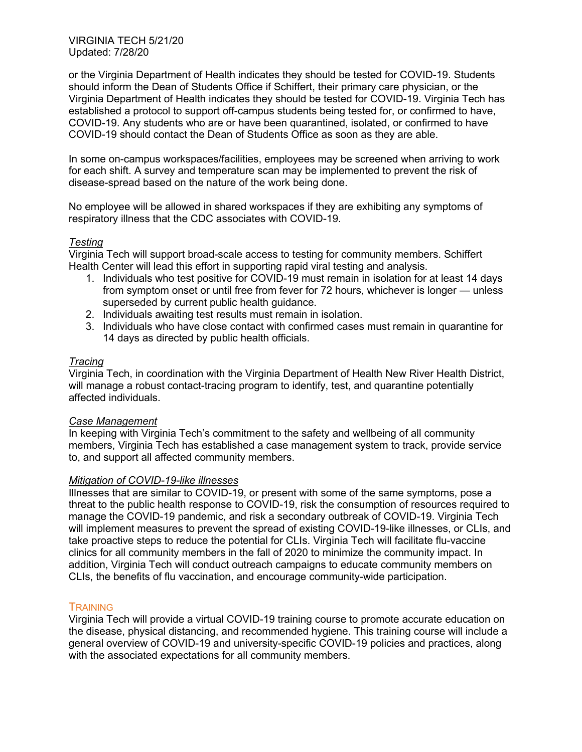or the Virginia Department of Health indicates they should be tested for COVID-19. Students should inform the Dean of Students Office if Schiffert, their primary care physician, or the Virginia Department of Health indicates they should be tested for COVID-19. Virginia Tech has established a protocol to support off-campus students being tested for, or confirmed to have, COVID-19. Any students who are or have been quarantined, isolated, or confirmed to have COVID-19 should contact the Dean of Students Office as soon as they are able.

In some on-campus workspaces/facilities, employees may be screened when arriving to work for each shift. A survey and temperature scan may be implemented to prevent the risk of disease-spread based on the nature of the work being done.

No employee will be allowed in shared workspaces if they are exhibiting any symptoms of respiratory illness that the CDC associates with COVID-19.

*Testing*

Virginia Tech will support broad-scale access to testing for community members. Schiffert Health Center will lead this effort in supporting rapid viral testing and analysis.

1. Individuals who test positive for COVID-19 must remain in isolation for at least 14 days from symptom onset or until free from fever for 72 hours, whichever is longer — unless superseded by current public health guidance.
2. Individuals awaiting test results must remain in isolation.
3. Individuals who have close contact with confirmed cases must remain in quarantine for 14 days as directed by public health officials.

*Tracing*

Virginia Tech, in coordination with the Virginia Department of Health New River Health District, will manage a robust contact-tracing program to identify, test, and quarantine potentially affected individuals.

*Case Management*

In keeping with Virginia Tech's commitment to the safety and wellbeing of all community members, Virginia Tech has established a case management system to track, provide service to, and support all affected community members.

*Mitigation of COVID-19-like illnesses*

Illnesses that are similar to COVID-19, or present with some of the same symptoms, pose a threat to the public health response to COVID-19, risk the consumption of resources required to manage the COVID-19 pandemic, and risk a secondary outbreak of COVID-19. Virginia Tech will implement measures to prevent the spread of existing COVID-19-like illnesses, or CLIs, and take proactive steps to reduce the potential for CLIs. Virginia Tech will facilitate flu-vaccine clinics for all community members in the fall of 2020 to minimize the community impact. In addition, Virginia Tech will conduct outreach campaigns to educate community members on CLIs, the benefits of flu vaccination, and encourage community-wide participation.

## Training

Virginia Tech will provide a virtual COVID-19 training course to promote accurate education on the disease, physical distancing, and recommended hygiene. This training course will include a general overview of COVID-19 and university-specific COVID-19 policies and practices, along with the associated expectations for all community members.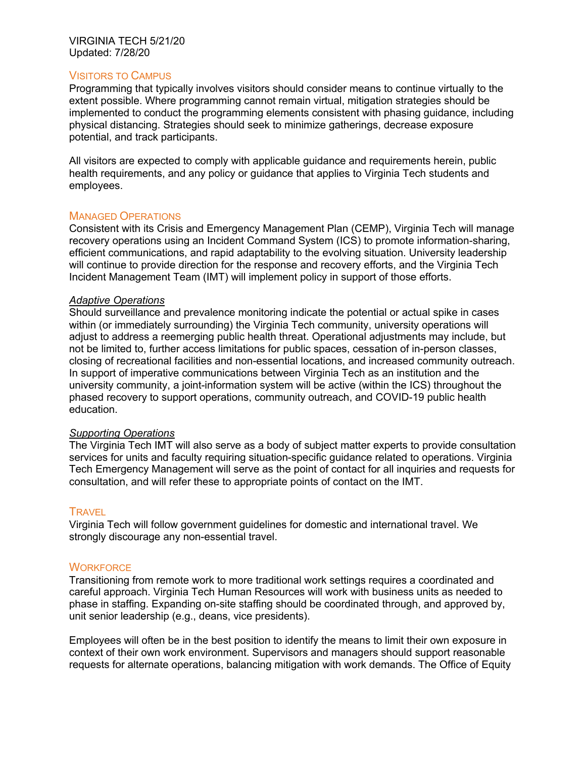VIRGINIA TECH 5/21/20
Updated: 7/28/20

## VISITORS TO CAMPUS

Programming that typically involves visitors should consider means to continue virtually to the extent possible. Where programming cannot remain virtual, mitigation strategies should be implemented to conduct the programming elements consistent with phasing guidance, including physical distancing. Strategies should seek to minimize gatherings, decrease exposure potential, and track participants.

All visitors are expected to comply with applicable guidance and requirements herein, public health requirements, and any policy or guidance that applies to Virginia Tech students and employees.

## MANAGED OPERATIONS

Consistent with its Crisis and Emergency Management Plan (CEMP), Virginia Tech will manage recovery operations using an Incident Command System (ICS) to promote information-sharing, efficient communications, and rapid adaptability to the evolving situation. University leadership will continue to provide direction for the response and recovery efforts, and the Virginia Tech Incident Management Team (IMT) will implement policy in support of those efforts.

### *Adaptive Operations*

Should surveillance and prevalence monitoring indicate the potential or actual spike in cases within (or immediately surrounding) the Virginia Tech community, university operations will adjust to address a reemerging public health threat. Operational adjustments may include, but not be limited to, further access limitations for public spaces, cessation of in-person classes, closing of recreational facilities and non-essential locations, and increased community outreach. In support of imperative communications between Virginia Tech as an institution and the university community, a joint-information system will be active (within the ICS) throughout the phased recovery to support operations, community outreach, and COVID-19 public health education.

### *Supporting Operations*

The Virginia Tech IMT will also serve as a body of subject matter experts to provide consultation services for units and faculty requiring situation-specific guidance related to operations. Virginia Tech Emergency Management will serve as the point of contact for all inquiries and requests for consultation, and will refer these to appropriate points of contact on the IMT.

## TRAVEL

Virginia Tech will follow government guidelines for domestic and international travel. We strongly discourage any non-essential travel.

## WORKFORCE

Transitioning from remote work to more traditional work settings requires a coordinated and careful approach. Virginia Tech Human Resources will work with business units as needed to phase in staffing. Expanding on-site staffing should be coordinated through, and approved by, unit senior leadership (e.g., deans, vice presidents).

Employees will often be in the best position to identify the means to limit their own exposure in context of their own work environment. Supervisors and managers should support reasonable requests for alternate operations, balancing mitigation with work demands. The Office of Equity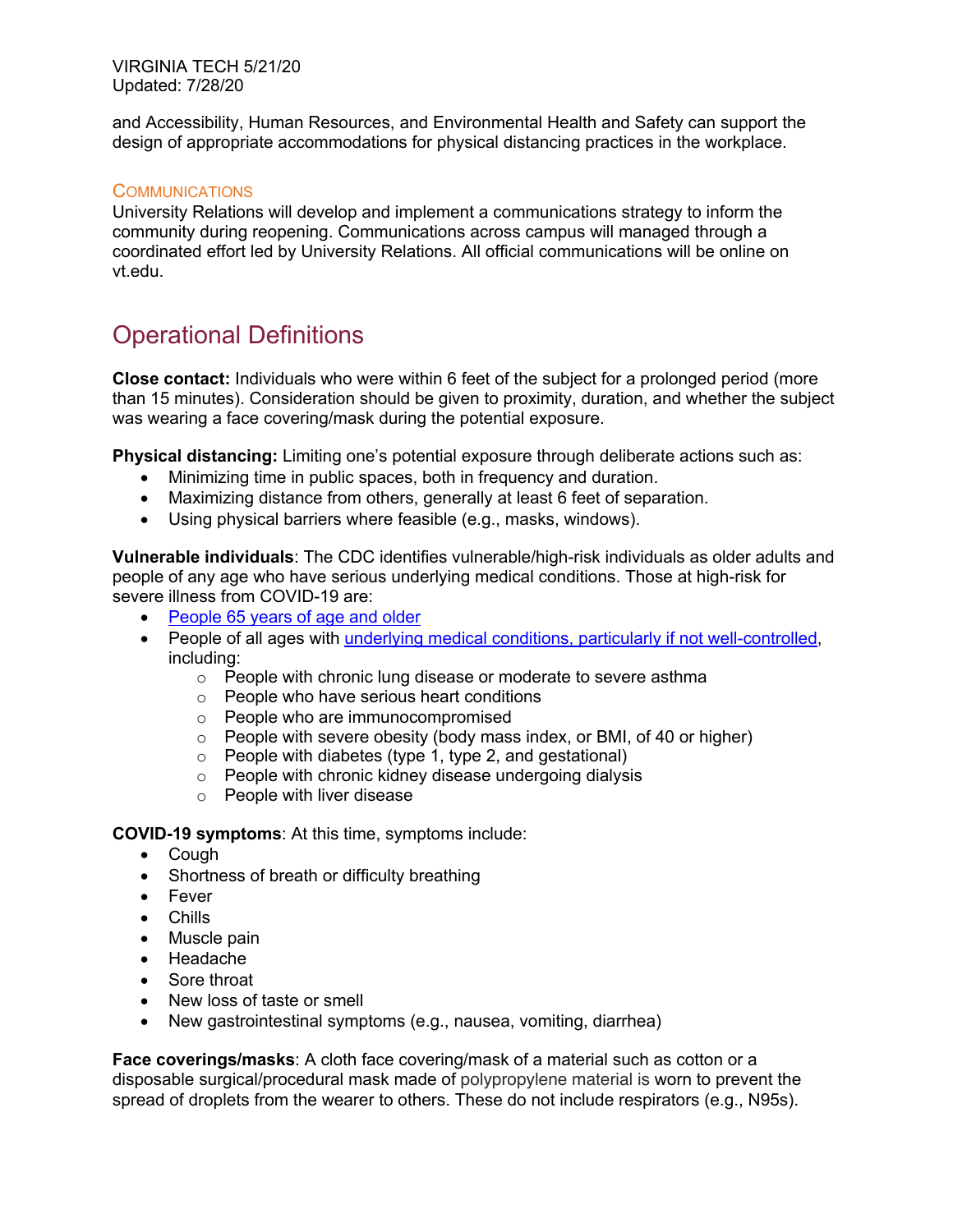and Accessibility, Human Resources, and Environmental Health and Safety can support the design of appropriate accommodations for physical distancing practices in the workplace.

### COMMUNICATIONS

University Relations will develop and implement a communications strategy to inform the community during reopening. Communications across campus will managed through a coordinated effort led by University Relations. All official communications will be online on vt.edu.

## Operational Definitions

**Close contact:** Individuals who were within 6 feet of the subject for a prolonged period (more than 15 minutes). Consideration should be given to proximity, duration, and whether the subject was wearing a face covering/mask during the potential exposure.

**Physical distancing:** Limiting one's potential exposure through deliberate actions such as:

- Minimizing time in public spaces, both in frequency and duration.
- Maximizing distance from others, generally at least 6 feet of separation.
- Using physical barriers where feasible (e.g., masks, windows).

**Vulnerable individuals**: The CDC identifies vulnerable/high-risk individuals as older adults and people of any age who have serious underlying medical conditions. Those at high-risk for severe illness from COVID-19 are:

- People 65 years of age and older
- People of all ages with underlying medical conditions, particularly if not well-controlled, including:
  - People with chronic lung disease or moderate to severe asthma
  - People who have serious heart conditions
  - People who are immunocompromised
  - People with severe obesity (body mass index, or BMI, of 40 or higher)
  - People with diabetes (type 1, type 2, and gestational)
  - People with chronic kidney disease undergoing dialysis
  - People with liver disease

**COVID-19 symptoms**: At this time, symptoms include:

- Cough
- Shortness of breath or difficulty breathing
- Fever
- Chills
- Muscle pain
- Headache
- Sore throat
- New loss of taste or smell
- New gastrointestinal symptoms (e.g., nausea, vomiting, diarrhea)

**Face coverings/masks**: A cloth face covering/mask of a material such as cotton or a disposable surgical/procedural mask made of polypropylene material is worn to prevent the spread of droplets from the wearer to others. These do not include respirators (e.g., N95s).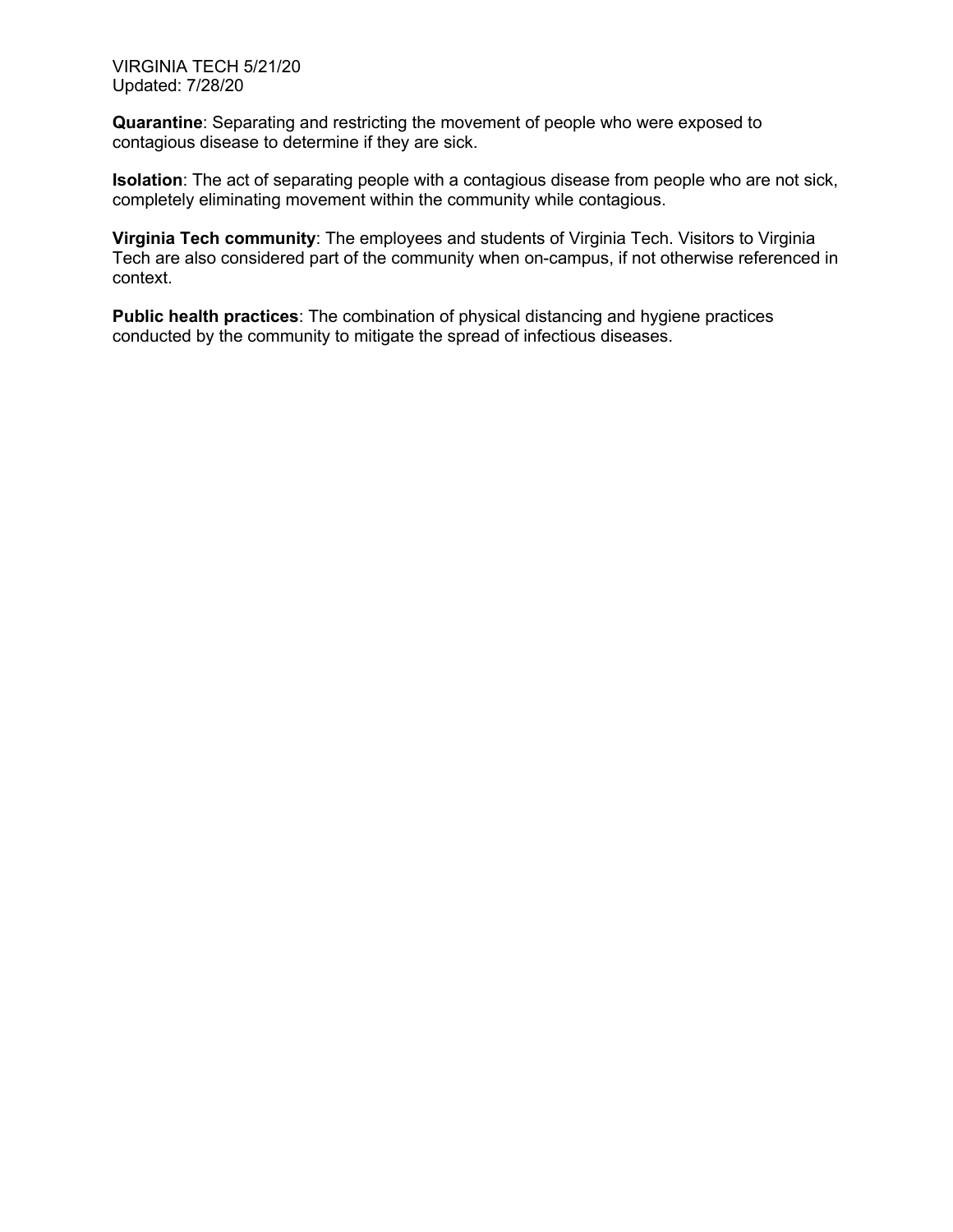**Quarantine**: Separating and restricting the movement of people who were exposed to contagious disease to determine if they are sick.

**Isolation**: The act of separating people with a contagious disease from people who are not sick, completely eliminating movement within the community while contagious.

**Virginia Tech community**: The employees and students of Virginia Tech. Visitors to Virginia Tech are also considered part of the community when on-campus, if not otherwise referenced in context.

**Public health practices**: The combination of physical distancing and hygiene practices conducted by the community to mitigate the spread of infectious diseases.